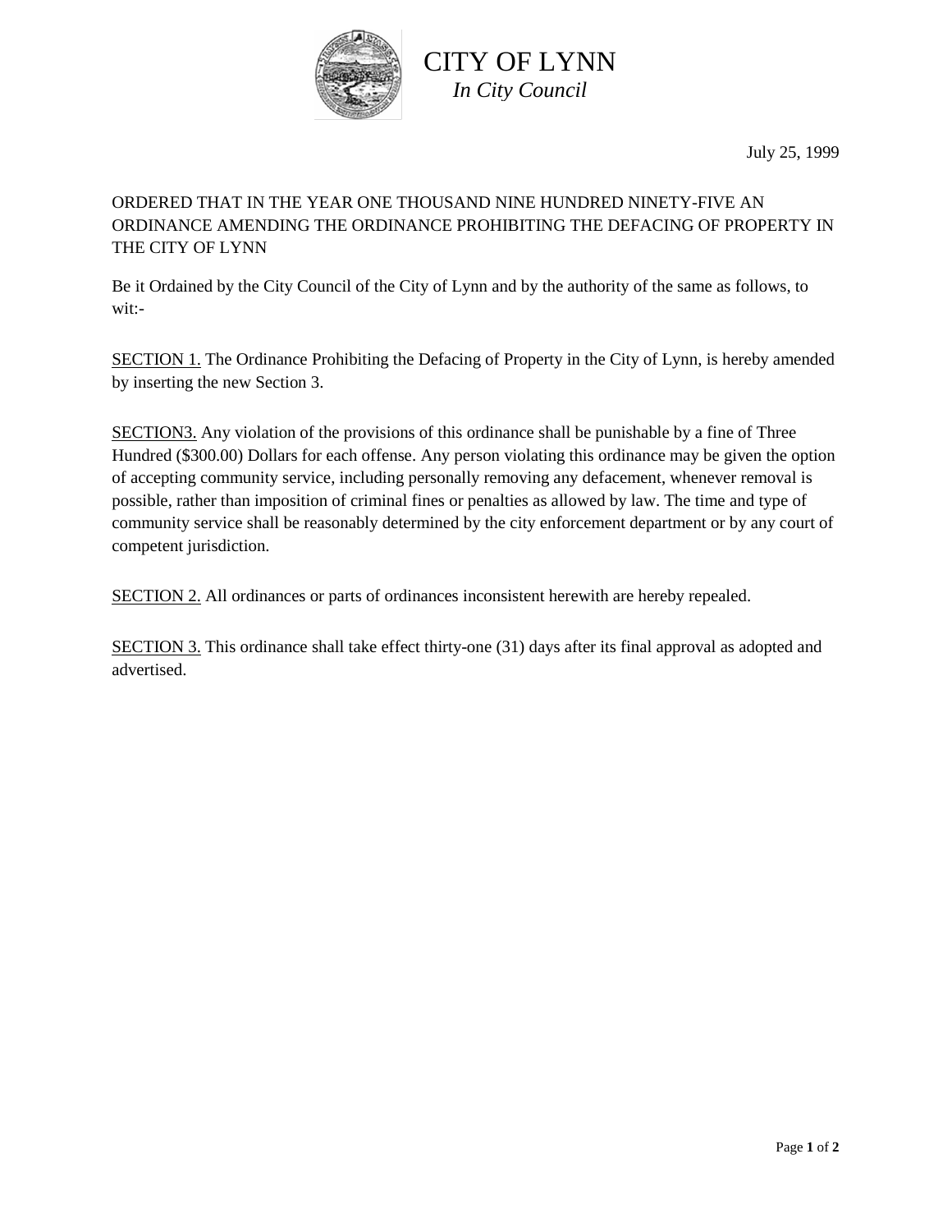# CITY OF LYNN

*In City Council*

July 25, 1999

ORDERED THAT IN THE YEAR ONE THOUSAND NINE HUNDRED NINETY-FIVE AN ORDINANCE AMENDING THE ORDINANCE PROHIBITING THE DEFACING OF PROPERTY IN THE CITY OF LYNN

Be it Ordained by the City Council of the City of Lynn and by the authority of the same as follows, to wit:-

SECTION 1. The Ordinance Prohibiting the Defacing of Property in the City of Lynn, is hereby amended by inserting the new Section 3.

SECTION3. Any violation of the provisions of this ordinance shall be punishable by a fine of Three Hundred ($300.00) Dollars for each offense. Any person violating this ordinance may be given the option of accepting community service, including personally removing any defacement, whenever removal is possible, rather than imposition of criminal fines or penalties as allowed by law. The time and type of community service shall be reasonably determined by the city enforcement department or by any court of competent jurisdiction.

SECTION 2. All ordinances or parts of ordinances inconsistent herewith are hereby repealed.

SECTION 3. This ordinance shall take effect thirty-one (31) days after its final approval as adopted and advertised.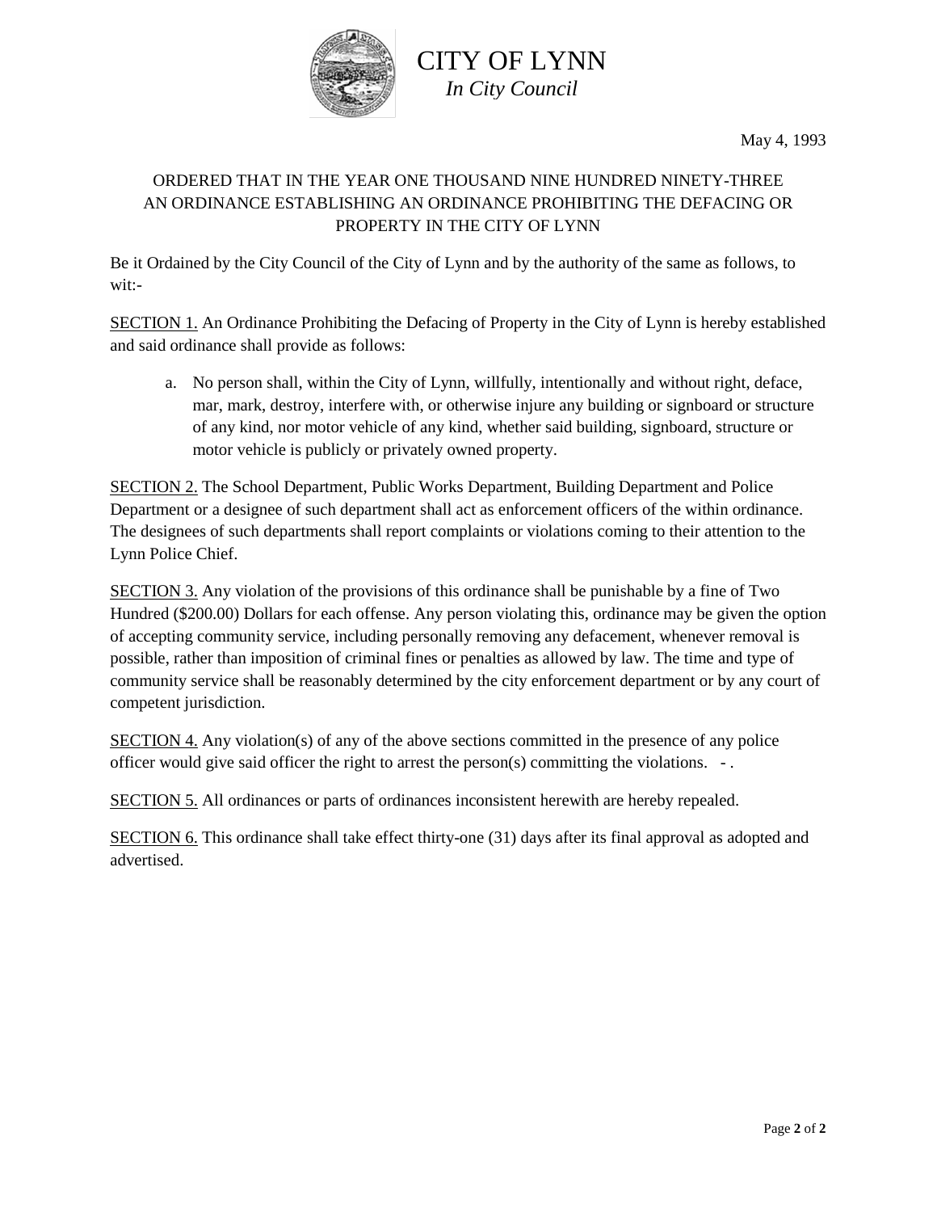CITY OF LYNN
*In City Council*

May 4, 1993

ORDERED THAT IN THE YEAR ONE THOUSAND NINE HUNDRED NINETY-THREE AN ORDINANCE ESTABLISHING AN ORDINANCE PROHIBITING THE DEFACING OR PROPERTY IN THE CITY OF LYNN

Be it Ordained by the City Council of the City of Lynn and by the authority of the same as follows, to wit:-

SECTION 1. An Ordinance Prohibiting the Defacing of Property in the City of Lynn is hereby established and said ordinance shall provide as follows:

a. No person shall, within the City of Lynn, willfully, intentionally and without right, deface, mar, mark, destroy, interfere with, or otherwise injure any building or signboard or structure of any kind, nor motor vehicle of any kind, whether said building, signboard, structure or motor vehicle is publicly or privately owned property.

SECTION 2. The School Department, Public Works Department, Building Department and Police Department or a designee of such department shall act as enforcement officers of the within ordinance. The designees of such departments shall report complaints or violations coming to their attention to the Lynn Police Chief.

SECTION 3. Any violation of the provisions of this ordinance shall be punishable by a fine of Two Hundred ($200.00) Dollars for each offense. Any person violating this, ordinance may be given the option of accepting community service, including personally removing any defacement, whenever removal is possible, rather than imposition of criminal fines or penalties as allowed by law. The time and type of community service shall be reasonably determined by the city enforcement department or by any court of competent jurisdiction.

SECTION 4. Any violation(s) of any of the above sections committed in the presence of any police officer would give said officer the right to arrest the person(s) committing the violations. - .

SECTION 5. All ordinances or parts of ordinances inconsistent herewith are hereby repealed.

SECTION 6. This ordinance shall take effect thirty-one (31) days after its final approval as adopted and advertised.